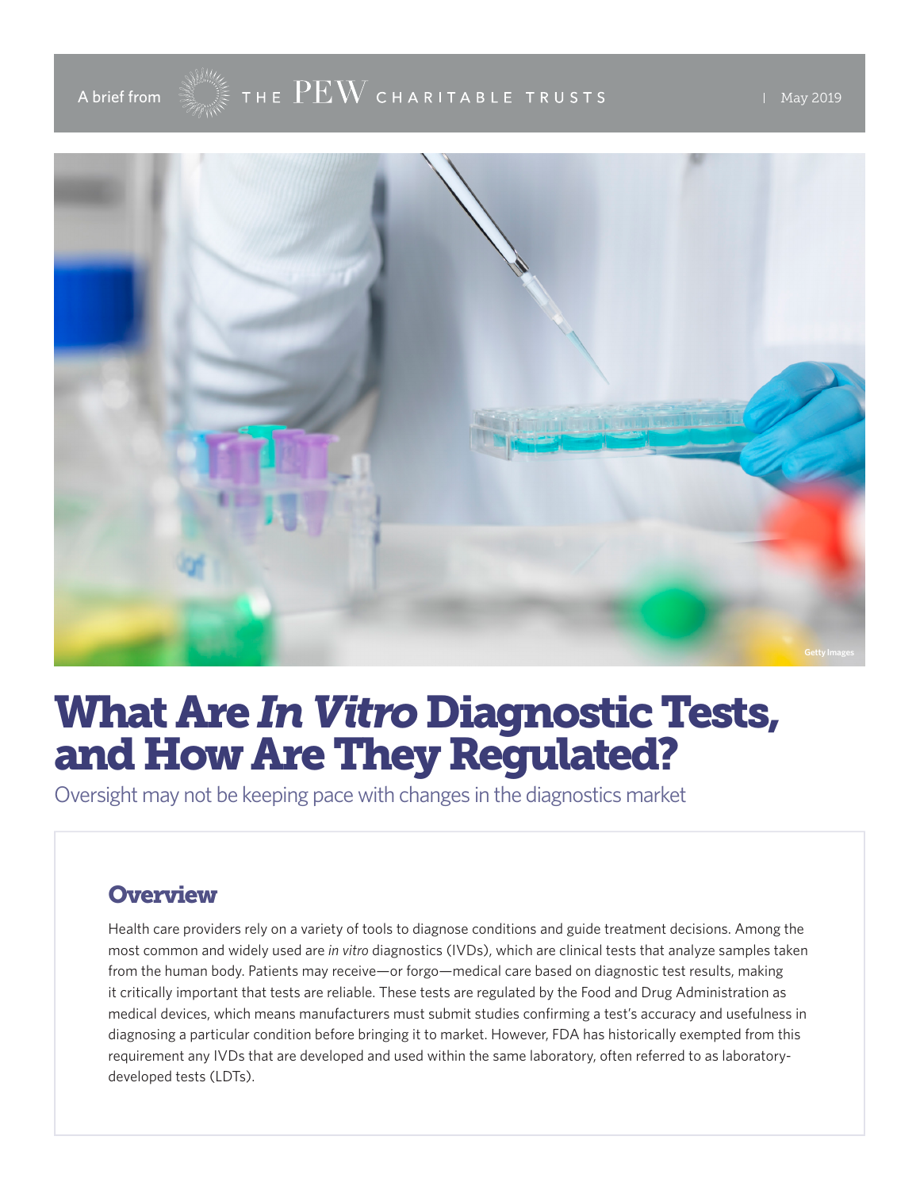A brief from THE PEW CHARITABLE TRUSTS | May 2019

# What Are *In Vitro* Diagnostic Tests, and How Are They Regulated?

Oversight may not be keeping pace with changes in the diagnostics market

## Overview

Health care providers rely on a variety of tools to diagnose conditions and guide treatment decisions. Among the most common and widely used are *in vitro* diagnostics (IVDs), which are clinical tests that analyze samples taken from the human body. Patients may receive—or forgo—medical care based on diagnostic test results, making it critically important that tests are reliable. These tests are regulated by the Food and Drug Administration as medical devices, which means manufacturers must submit studies confirming a test's accuracy and usefulness in diagnosing a particular condition before bringing it to market. However, FDA has historically exempted from this requirement any IVDs that are developed and used within the same laboratory, often referred to as laboratory-developed tests (LDTs).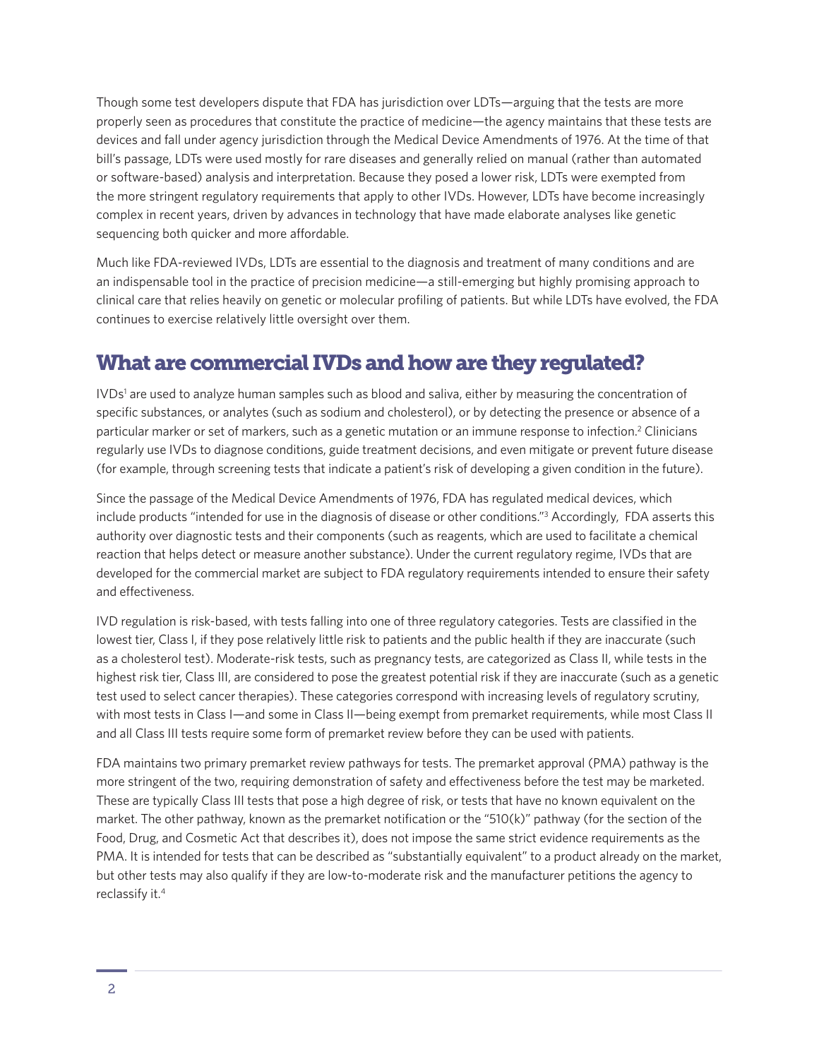Though some test developers dispute that FDA has jurisdiction over LDTs—arguing that the tests are more properly seen as procedures that constitute the practice of medicine—the agency maintains that these tests are devices and fall under agency jurisdiction through the Medical Device Amendments of 1976. At the time of that bill's passage, LDTs were used mostly for rare diseases and generally relied on manual (rather than automated or software-based) analysis and interpretation. Because they posed a lower risk, LDTs were exempted from the more stringent regulatory requirements that apply to other IVDs. However, LDTs have become increasingly complex in recent years, driven by advances in technology that have made elaborate analyses like genetic sequencing both quicker and more affordable.

Much like FDA-reviewed IVDs, LDTs are essential to the diagnosis and treatment of many conditions and are an indispensable tool in the practice of precision medicine—a still-emerging but highly promising approach to clinical care that relies heavily on genetic or molecular profiling of patients. But while LDTs have evolved, the FDA continues to exercise relatively little oversight over them.

## What are commercial IVDs and how are they regulated?

IVDs[1] are used to analyze human samples such as blood and saliva, either by measuring the concentration of specific substances, or analytes (such as sodium and cholesterol), or by detecting the presence or absence of a particular marker or set of markers, such as a genetic mutation or an immune response to infection.[2] Clinicians regularly use IVDs to diagnose conditions, guide treatment decisions, and even mitigate or prevent future disease (for example, through screening tests that indicate a patient's risk of developing a given condition in the future).

Since the passage of the Medical Device Amendments of 1976, FDA has regulated medical devices, which include products "intended for use in the diagnosis of disease or other conditions."[3] Accordingly, FDA asserts this authority over diagnostic tests and their components (such as reagents, which are used to facilitate a chemical reaction that helps detect or measure another substance). Under the current regulatory regime, IVDs that are developed for the commercial market are subject to FDA regulatory requirements intended to ensure their safety and effectiveness.

IVD regulation is risk-based, with tests falling into one of three regulatory categories. Tests are classified in the lowest tier, Class I, if they pose relatively little risk to patients and the public health if they are inaccurate (such as a cholesterol test). Moderate-risk tests, such as pregnancy tests, are categorized as Class II, while tests in the highest risk tier, Class III, are considered to pose the greatest potential risk if they are inaccurate (such as a genetic test used to select cancer therapies). These categories correspond with increasing levels of regulatory scrutiny, with most tests in Class I—and some in Class II—being exempt from premarket requirements, while most Class II and all Class III tests require some form of premarket review before they can be used with patients.

FDA maintains two primary premarket review pathways for tests. The premarket approval (PMA) pathway is the more stringent of the two, requiring demonstration of safety and effectiveness before the test may be marketed. These are typically Class III tests that pose a high degree of risk, or tests that have no known equivalent on the market. The other pathway, known as the premarket notification or the "510(k)" pathway (for the section of the Food, Drug, and Cosmetic Act that describes it), does not impose the same strict evidence requirements as the PMA. It is intended for tests that can be described as "substantially equivalent" to a product already on the market, but other tests may also qualify if they are low-to-moderate risk and the manufacturer petitions the agency to reclassify it.[4]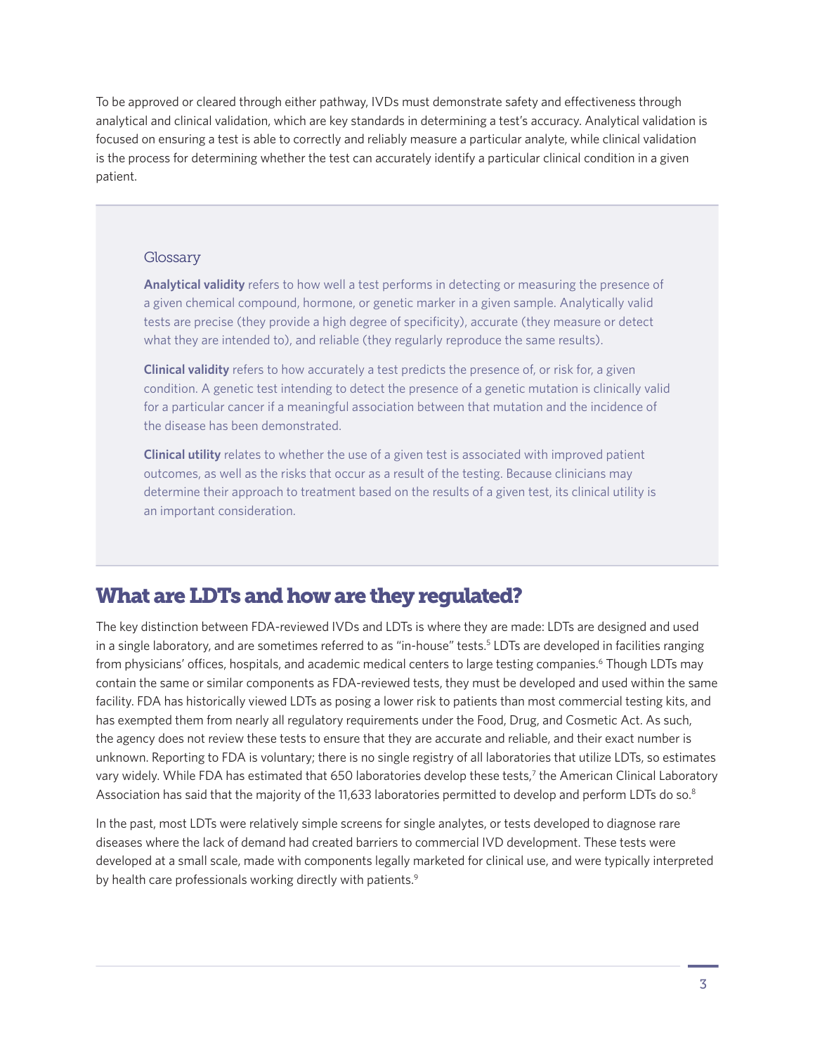To be approved or cleared through either pathway, IVDs must demonstrate safety and effectiveness through analytical and clinical validation, which are key standards in determining a test's accuracy. Analytical validation is focused on ensuring a test is able to correctly and reliably measure a particular analyte, while clinical validation is the process for determining whether the test can accurately identify a particular clinical condition in a given patient.

> Glossary
>
> **Analytical validity** refers to how well a test performs in detecting or measuring the presence of a given chemical compound, hormone, or genetic marker in a given sample. Analytically valid tests are precise (they provide a high degree of specificity), accurate (they measure or detect what they are intended to), and reliable (they regularly reproduce the same results).
>
> **Clinical validity** refers to how accurately a test predicts the presence of, or risk for, a given condition. A genetic test intending to detect the presence of a genetic mutation is clinically valid for a particular cancer if a meaningful association between that mutation and the incidence of the disease has been demonstrated.
>
> **Clinical utility** relates to whether the use of a given test is associated with improved patient outcomes, as well as the risks that occur as a result of the testing. Because clinicians may determine their approach to treatment based on the results of a given test, its clinical utility is an important consideration.

## What are LDTs and how are they regulated?

The key distinction between FDA-reviewed IVDs and LDTs is where they are made: LDTs are designed and used in a single laboratory, and are sometimes referred to as "in-house" tests.[5] LDTs are developed in facilities ranging from physicians' offices, hospitals, and academic medical centers to large testing companies.[6] Though LDTs may contain the same or similar components as FDA-reviewed tests, they must be developed and used within the same facility. FDA has historically viewed LDTs as posing a lower risk to patients than most commercial testing kits, and has exempted them from nearly all regulatory requirements under the Food, Drug, and Cosmetic Act. As such, the agency does not review these tests to ensure that they are accurate and reliable, and their exact number is unknown. Reporting to FDA is voluntary; there is no single registry of all laboratories that utilize LDTs, so estimates vary widely. While FDA has estimated that 650 laboratories develop these tests,[7] the American Clinical Laboratory Association has said that the majority of the 11,633 laboratories permitted to develop and perform LDTs do so.[8]

In the past, most LDTs were relatively simple screens for single analytes, or tests developed to diagnose rare diseases where the lack of demand had created barriers to commercial IVD development. These tests were developed at a small scale, made with components legally marketed for clinical use, and were typically interpreted by health care professionals working directly with patients.[9]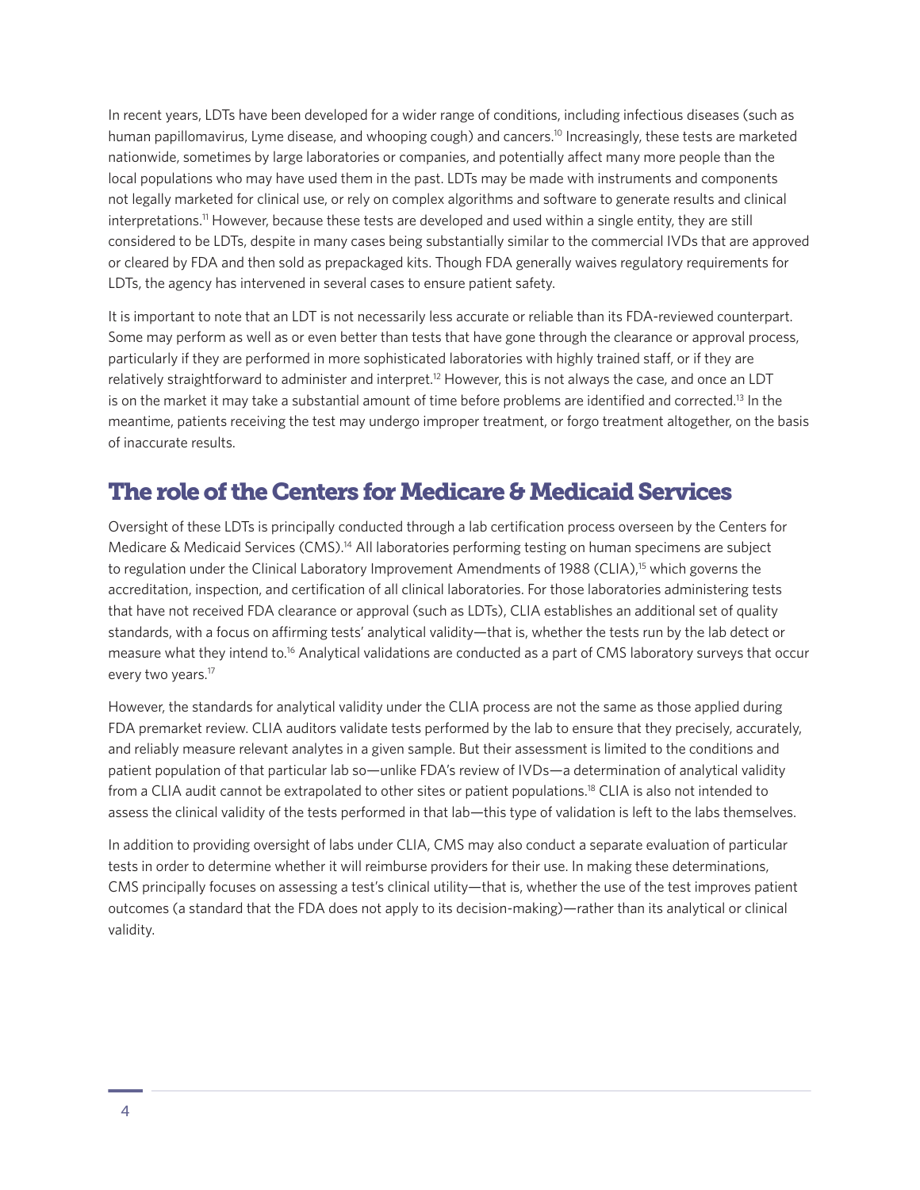In recent years, LDTs have been developed for a wider range of conditions, including infectious diseases (such as human papillomavirus, Lyme disease, and whooping cough) and cancers.[10] Increasingly, these tests are marketed nationwide, sometimes by large laboratories or companies, and potentially affect many more people than the local populations who may have used them in the past. LDTs may be made with instruments and components not legally marketed for clinical use, or rely on complex algorithms and software to generate results and clinical interpretations.[11] However, because these tests are developed and used within a single entity, they are still considered to be LDTs, despite in many cases being substantially similar to the commercial IVDs that are approved or cleared by FDA and then sold as prepackaged kits. Though FDA generally waives regulatory requirements for LDTs, the agency has intervened in several cases to ensure patient safety.

It is important to note that an LDT is not necessarily less accurate or reliable than its FDA-reviewed counterpart. Some may perform as well as or even better than tests that have gone through the clearance or approval process, particularly if they are performed in more sophisticated laboratories with highly trained staff, or if they are relatively straightforward to administer and interpret.[12] However, this is not always the case, and once an LDT is on the market it may take a substantial amount of time before problems are identified and corrected.[13] In the meantime, patients receiving the test may undergo improper treatment, or forgo treatment altogether, on the basis of inaccurate results.

## The role of the Centers for Medicare & Medicaid Services

Oversight of these LDTs is principally conducted through a lab certification process overseen by the Centers for Medicare & Medicaid Services (CMS).[14] All laboratories performing testing on human specimens are subject to regulation under the Clinical Laboratory Improvement Amendments of 1988 (CLIA),[15] which governs the accreditation, inspection, and certification of all clinical laboratories. For those laboratories administering tests that have not received FDA clearance or approval (such as LDTs), CLIA establishes an additional set of quality standards, with a focus on affirming tests' analytical validity—that is, whether the tests run by the lab detect or measure what they intend to.[16] Analytical validations are conducted as a part of CMS laboratory surveys that occur every two years.[17]

However, the standards for analytical validity under the CLIA process are not the same as those applied during FDA premarket review. CLIA auditors validate tests performed by the lab to ensure that they precisely, accurately, and reliably measure relevant analytes in a given sample. But their assessment is limited to the conditions and patient population of that particular lab so—unlike FDA's review of IVDs—a determination of analytical validity from a CLIA audit cannot be extrapolated to other sites or patient populations.[18] CLIA is also not intended to assess the clinical validity of the tests performed in that lab—this type of validation is left to the labs themselves.

In addition to providing oversight of labs under CLIA, CMS may also conduct a separate evaluation of particular tests in order to determine whether it will reimburse providers for their use. In making these determinations, CMS principally focuses on assessing a test's clinical utility—that is, whether the use of the test improves patient outcomes (a standard that the FDA does not apply to its decision-making)—rather than its analytical or clinical validity.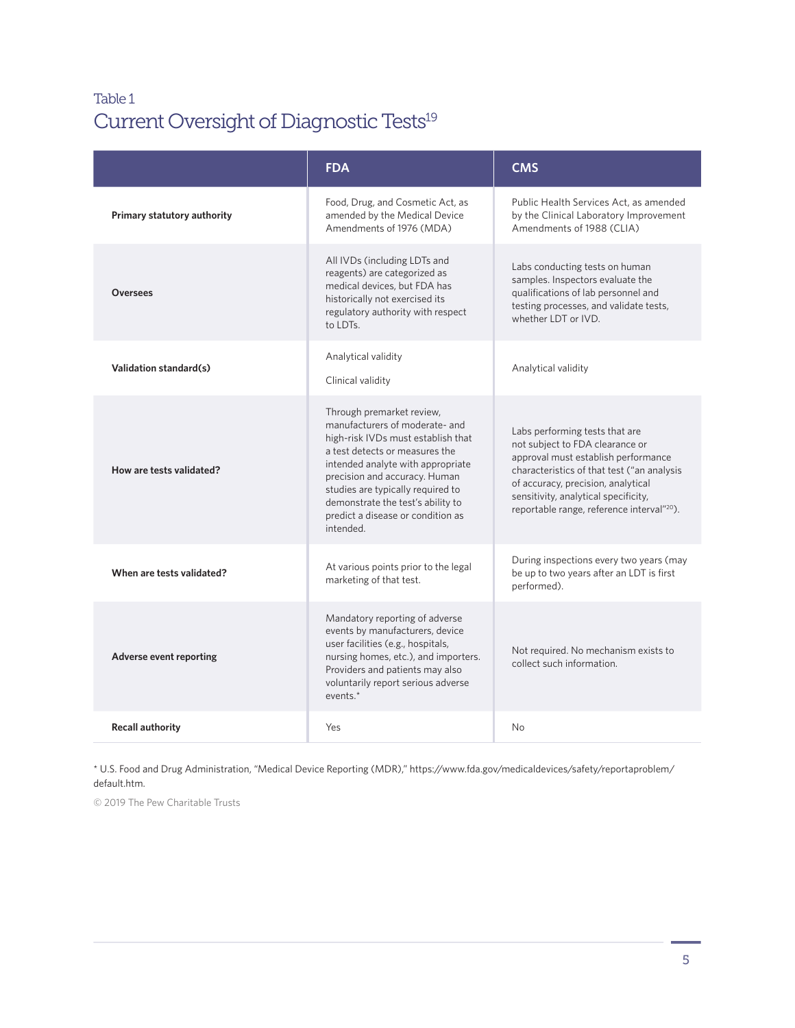Table 1

## Current Oversight of Diagnostic Tests[19]

| | FDA | CMS |
|---|---|---|
| **Primary statutory authority** | Food, Drug, and Cosmetic Act, as amended by the Medical Device Amendments of 1976 (MDA) | Public Health Services Act, as amended by the Clinical Laboratory Improvement Amendments of 1988 (CLIA) |
| **Oversees** | All IVDs (including LDTs and reagents) are categorized as medical devices, but FDA has historically not exercised its regulatory authority with respect to LDTs. | Labs conducting tests on human samples. Inspectors evaluate the qualifications of lab personnel and testing processes, and validate tests, whether LDT or IVD. |
| **Validation standard(s)** | Analytical validity<br><br>Clinical validity | Analytical validity |
| **How are tests validated?** | Through premarket review, manufacturers of moderate- and high-risk IVDs must establish that a test detects or measures the intended analyte with appropriate precision and accuracy. Human studies are typically required to demonstrate the test's ability to predict a disease or condition as intended. | Labs performing tests that are not subject to FDA clearance or approval must establish performance characteristics of that test ("an analysis of accuracy, precision, analytical sensitivity, analytical specificity, reportable range, reference interval"[20]). |
| **When are tests validated?** | At various points prior to the legal marketing of that test. | During inspections every two years (may be up to two years after an LDT is first performed). |
| **Adverse event reporting** | Mandatory reporting of adverse events by manufacturers, device user facilities (e.g., hospitals, nursing homes, etc.), and importers. Providers and patients may also voluntarily report serious adverse events.* | Not required. No mechanism exists to collect such information. |
| **Recall authority** | Yes | No |

* U.S. Food and Drug Administration, "Medical Device Reporting (MDR)," https://www.fda.gov/medicaldevices/safety/reportaproblem/default.htm.

© 2019 The Pew Charitable Trusts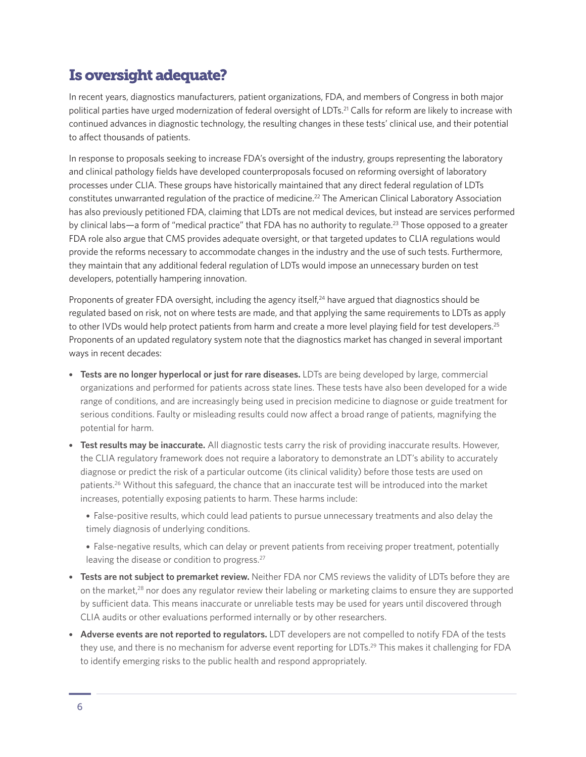## Is oversight adequate?

In recent years, diagnostics manufacturers, patient organizations, FDA, and members of Congress in both major political parties have urged modernization of federal oversight of LDTs.[21] Calls for reform are likely to increase with continued advances in diagnostic technology, the resulting changes in these tests' clinical use, and their potential to affect thousands of patients.

In response to proposals seeking to increase FDA's oversight of the industry, groups representing the laboratory and clinical pathology fields have developed counterproposals focused on reforming oversight of laboratory processes under CLIA. These groups have historically maintained that any direct federal regulation of LDTs constitutes unwarranted regulation of the practice of medicine.[22] The American Clinical Laboratory Association has also previously petitioned FDA, claiming that LDTs are not medical devices, but instead are services performed by clinical labs—a form of "medical practice" that FDA has no authority to regulate.[23] Those opposed to a greater FDA role also argue that CMS provides adequate oversight, or that targeted updates to CLIA regulations would provide the reforms necessary to accommodate changes in the industry and the use of such tests. Furthermore, they maintain that any additional federal regulation of LDTs would impose an unnecessary burden on test developers, potentially hampering innovation.

Proponents of greater FDA oversight, including the agency itself,[24] have argued that diagnostics should be regulated based on risk, not on where tests are made, and that applying the same requirements to LDTs as apply to other IVDs would help protect patients from harm and create a more level playing field for test developers.[25] Proponents of an updated regulatory system note that the diagnostics market has changed in several important ways in recent decades:

- **Tests are no longer hyperlocal or just for rare diseases.** LDTs are being developed by large, commercial organizations and performed for patients across state lines. These tests have also been developed for a wide range of conditions, and are increasingly being used in precision medicine to diagnose or guide treatment for serious conditions. Faulty or misleading results could now affect a broad range of patients, magnifying the potential for harm.
- **Test results may be inaccurate.** All diagnostic tests carry the risk of providing inaccurate results. However, the CLIA regulatory framework does not require a laboratory to demonstrate an LDT's ability to accurately diagnose or predict the risk of a particular outcome (its clinical validity) before those tests are used on patients.[26] Without this safeguard, the chance that an inaccurate test will be introduced into the market increases, potentially exposing patients to harm. These harms include:
  - False-positive results, which could lead patients to pursue unnecessary treatments and also delay the timely diagnosis of underlying conditions.
  - False-negative results, which can delay or prevent patients from receiving proper treatment, potentially leaving the disease or condition to progress.[27]
- **Tests are not subject to premarket review.** Neither FDA nor CMS reviews the validity of LDTs before they are on the market,[28] nor does any regulator review their labeling or marketing claims to ensure they are supported by sufficient data. This means inaccurate or unreliable tests may be used for years until discovered through CLIA audits or other evaluations performed internally or by other researchers.
- **Adverse events are not reported to regulators.** LDT developers are not compelled to notify FDA of the tests they use, and there is no mechanism for adverse event reporting for LDTs.[29] This makes it challenging for FDA to identify emerging risks to the public health and respond appropriately.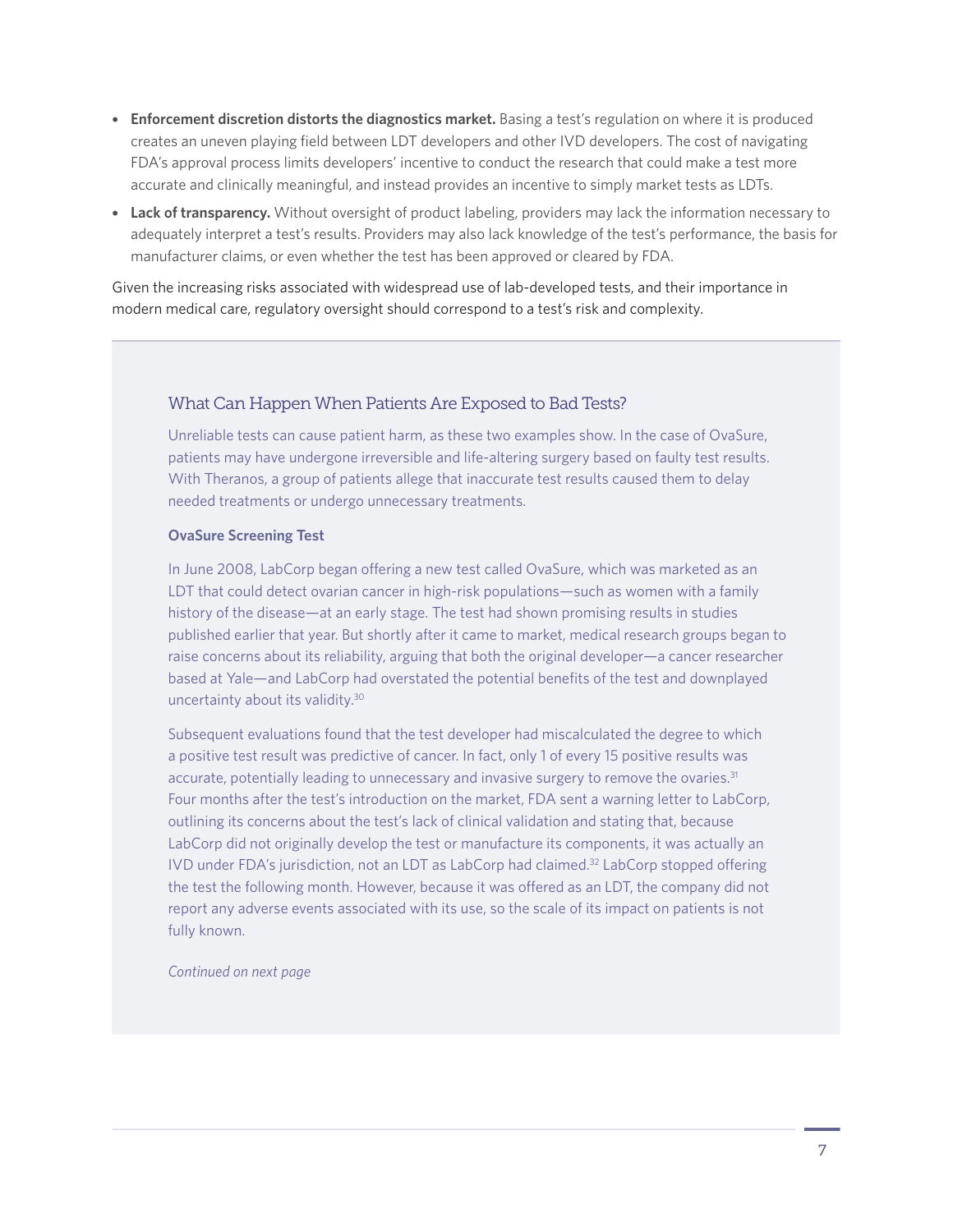- **Enforcement discretion distorts the diagnostics market.** Basing a test's regulation on where it is produced creates an uneven playing field between LDT developers and other IVD developers. The cost of navigating FDA's approval process limits developers' incentive to conduct the research that could make a test more accurate and clinically meaningful, and instead provides an incentive to simply market tests as LDTs.
- **Lack of transparency.** Without oversight of product labeling, providers may lack the information necessary to adequately interpret a test's results. Providers may also lack knowledge of the test's performance, the basis for manufacturer claims, or even whether the test has been approved or cleared by FDA.

Given the increasing risks associated with widespread use of lab-developed tests, and their importance in modern medical care, regulatory oversight should correspond to a test's risk and complexity.

## What Can Happen When Patients Are Exposed to Bad Tests?

Unreliable tests can cause patient harm, as these two examples show. In the case of OvaSure, patients may have undergone irreversible and life-altering surgery based on faulty test results. With Theranos, a group of patients allege that inaccurate test results caused them to delay needed treatments or undergo unnecessary treatments.

### OvaSure Screening Test

In June 2008, LabCorp began offering a new test called OvaSure, which was marketed as an LDT that could detect ovarian cancer in high-risk populations—such as women with a family history of the disease—at an early stage. The test had shown promising results in studies published earlier that year. But shortly after it came to market, medical research groups began to raise concerns about its reliability, arguing that both the original developer—a cancer researcher based at Yale—and LabCorp had overstated the potential benefits of the test and downplayed uncertainty about its validity.[30]

Subsequent evaluations found that the test developer had miscalculated the degree to which a positive test result was predictive of cancer. In fact, only 1 of every 15 positive results was accurate, potentially leading to unnecessary and invasive surgery to remove the ovaries.[31] Four months after the test's introduction on the market, FDA sent a warning letter to LabCorp, outlining its concerns about the test's lack of clinical validation and stating that, because LabCorp did not originally develop the test or manufacture its components, it was actually an IVD under FDA's jurisdiction, not an LDT as LabCorp had claimed.[32] LabCorp stopped offering the test the following month. However, because it was offered as an LDT, the company did not report any adverse events associated with its use, so the scale of its impact on patients is not fully known.

*Continued on next page*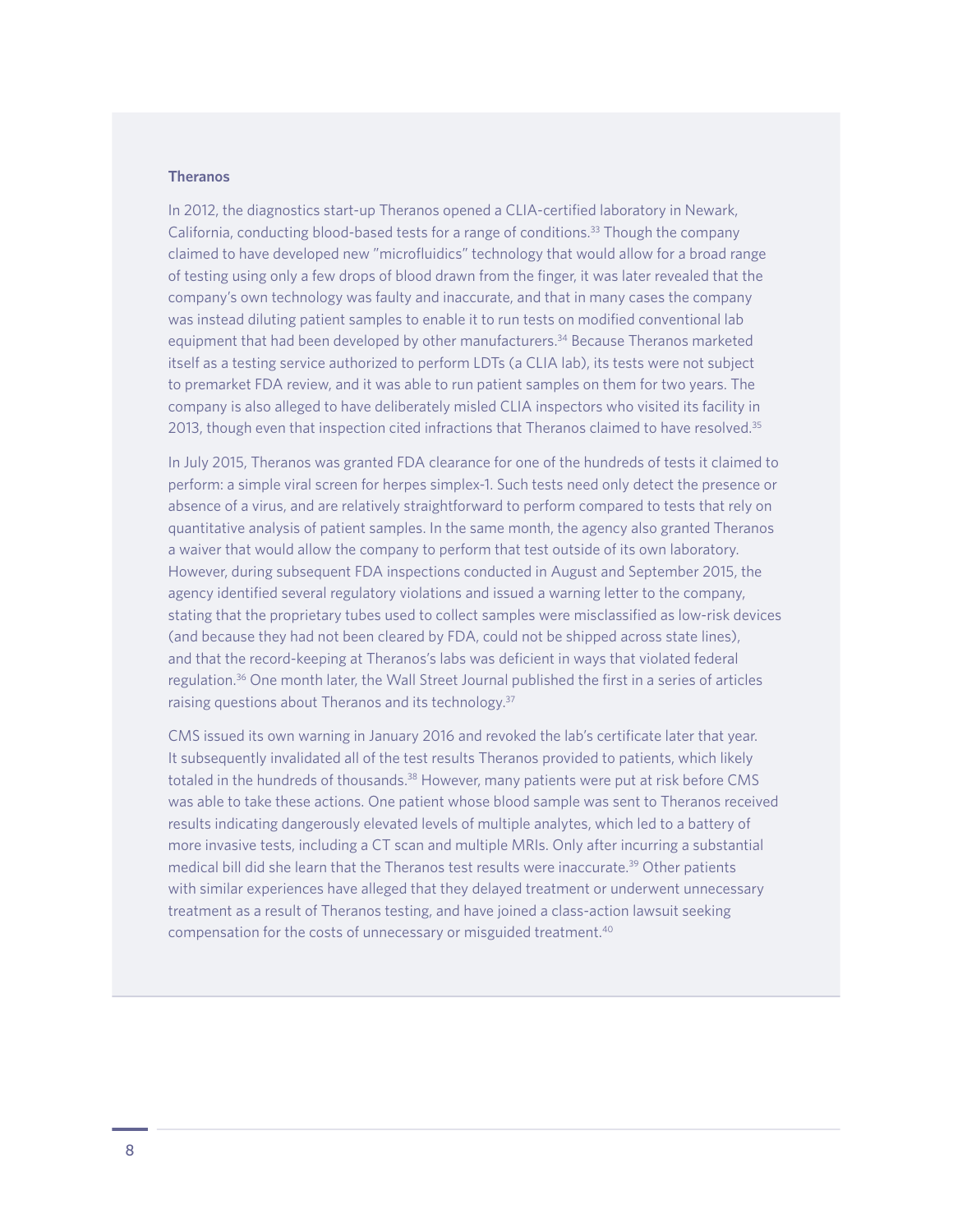**Theranos**

In 2012, the diagnostics start-up Theranos opened a CLIA-certified laboratory in Newark, California, conducting blood-based tests for a range of conditions.[33] Though the company claimed to have developed new "microfluidics" technology that would allow for a broad range of testing using only a few drops of blood drawn from the finger, it was later revealed that the company's own technology was faulty and inaccurate, and that in many cases the company was instead diluting patient samples to enable it to run tests on modified conventional lab equipment that had been developed by other manufacturers.[34] Because Theranos marketed itself as a testing service authorized to perform LDTs (a CLIA lab), its tests were not subject to premarket FDA review, and it was able to run patient samples on them for two years. The company is also alleged to have deliberately misled CLIA inspectors who visited its facility in 2013, though even that inspection cited infractions that Theranos claimed to have resolved.[35]

In July 2015, Theranos was granted FDA clearance for one of the hundreds of tests it claimed to perform: a simple viral screen for herpes simplex-1. Such tests need only detect the presence or absence of a virus, and are relatively straightforward to perform compared to tests that rely on quantitative analysis of patient samples. In the same month, the agency also granted Theranos a waiver that would allow the company to perform that test outside of its own laboratory. However, during subsequent FDA inspections conducted in August and September 2015, the agency identified several regulatory violations and issued a warning letter to the company, stating that the proprietary tubes used to collect samples were misclassified as low-risk devices (and because they had not been cleared by FDA, could not be shipped across state lines), and that the record-keeping at Theranos's labs was deficient in ways that violated federal regulation.[36] One month later, the Wall Street Journal published the first in a series of articles raising questions about Theranos and its technology.[37]

CMS issued its own warning in January 2016 and revoked the lab's certificate later that year. It subsequently invalidated all of the test results Theranos provided to patients, which likely totaled in the hundreds of thousands.[38] However, many patients were put at risk before CMS was able to take these actions. One patient whose blood sample was sent to Theranos received results indicating dangerously elevated levels of multiple analytes, which led to a battery of more invasive tests, including a CT scan and multiple MRIs. Only after incurring a substantial medical bill did she learn that the Theranos test results were inaccurate.[39] Other patients with similar experiences have alleged that they delayed treatment or underwent unnecessary treatment as a result of Theranos testing, and have joined a class-action lawsuit seeking compensation for the costs of unnecessary or misguided treatment.[40]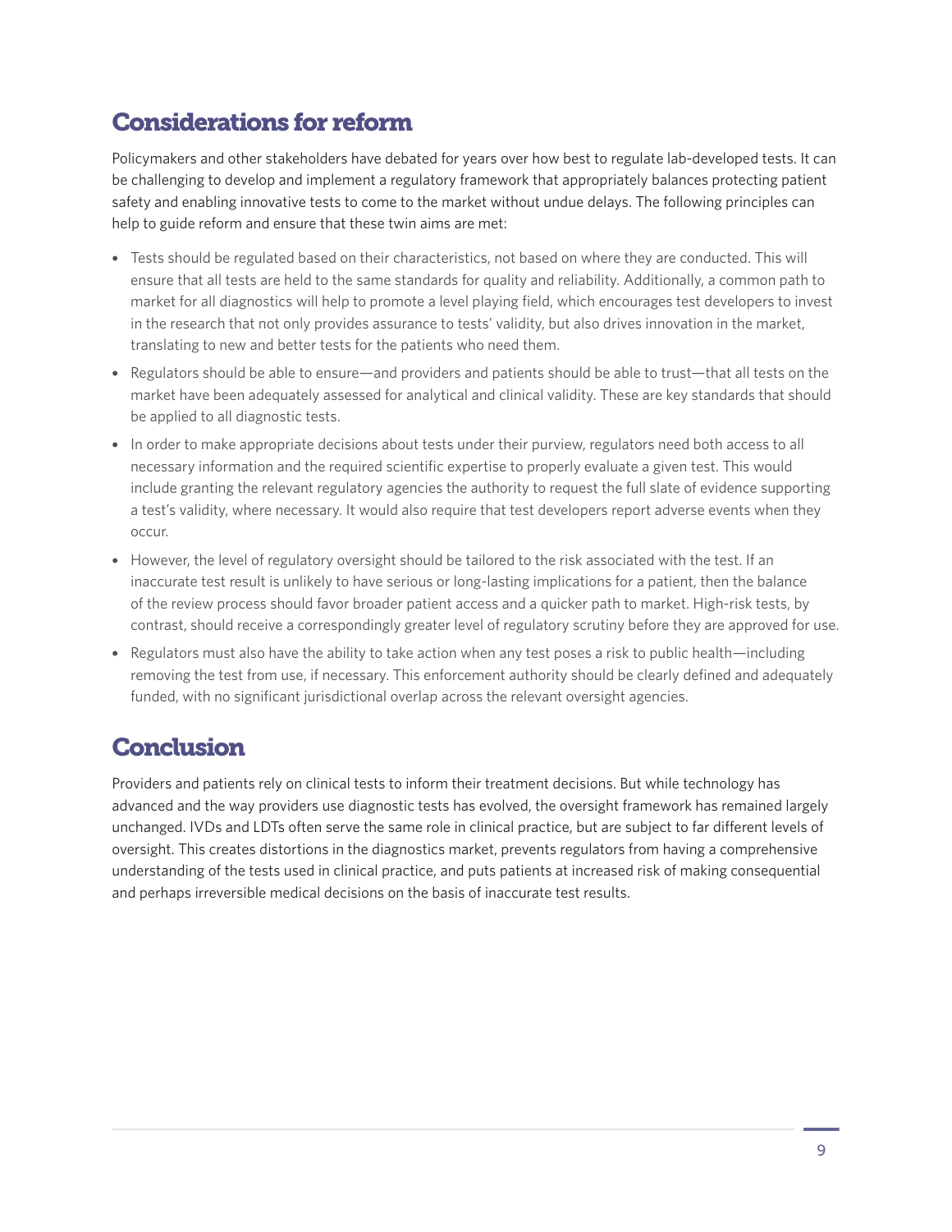## Considerations for reform

Policymakers and other stakeholders have debated for years over how best to regulate lab-developed tests. It can be challenging to develop and implement a regulatory framework that appropriately balances protecting patient safety and enabling innovative tests to come to the market without undue delays. The following principles can help to guide reform and ensure that these twin aims are met:

- Tests should be regulated based on their characteristics, not based on where they are conducted. This will ensure that all tests are held to the same standards for quality and reliability. Additionally, a common path to market for all diagnostics will help to promote a level playing field, which encourages test developers to invest in the research that not only provides assurance to tests' validity, but also drives innovation in the market, translating to new and better tests for the patients who need them.
- Regulators should be able to ensure—and providers and patients should be able to trust—that all tests on the market have been adequately assessed for analytical and clinical validity. These are key standards that should be applied to all diagnostic tests.
- In order to make appropriate decisions about tests under their purview, regulators need both access to all necessary information and the required scientific expertise to properly evaluate a given test. This would include granting the relevant regulatory agencies the authority to request the full slate of evidence supporting a test's validity, where necessary. It would also require that test developers report adverse events when they occur.
- However, the level of regulatory oversight should be tailored to the risk associated with the test. If an inaccurate test result is unlikely to have serious or long-lasting implications for a patient, then the balance of the review process should favor broader patient access and a quicker path to market. High-risk tests, by contrast, should receive a correspondingly greater level of regulatory scrutiny before they are approved for use.
- Regulators must also have the ability to take action when any test poses a risk to public health—including removing the test from use, if necessary. This enforcement authority should be clearly defined and adequately funded, with no significant jurisdictional overlap across the relevant oversight agencies.

## Conclusion

Providers and patients rely on clinical tests to inform their treatment decisions. But while technology has advanced and the way providers use diagnostic tests has evolved, the oversight framework has remained largely unchanged. IVDs and LDTs often serve the same role in clinical practice, but are subject to far different levels of oversight. This creates distortions in the diagnostics market, prevents regulators from having a comprehensive understanding of the tests used in clinical practice, and puts patients at increased risk of making consequential and perhaps irreversible medical decisions on the basis of inaccurate test results.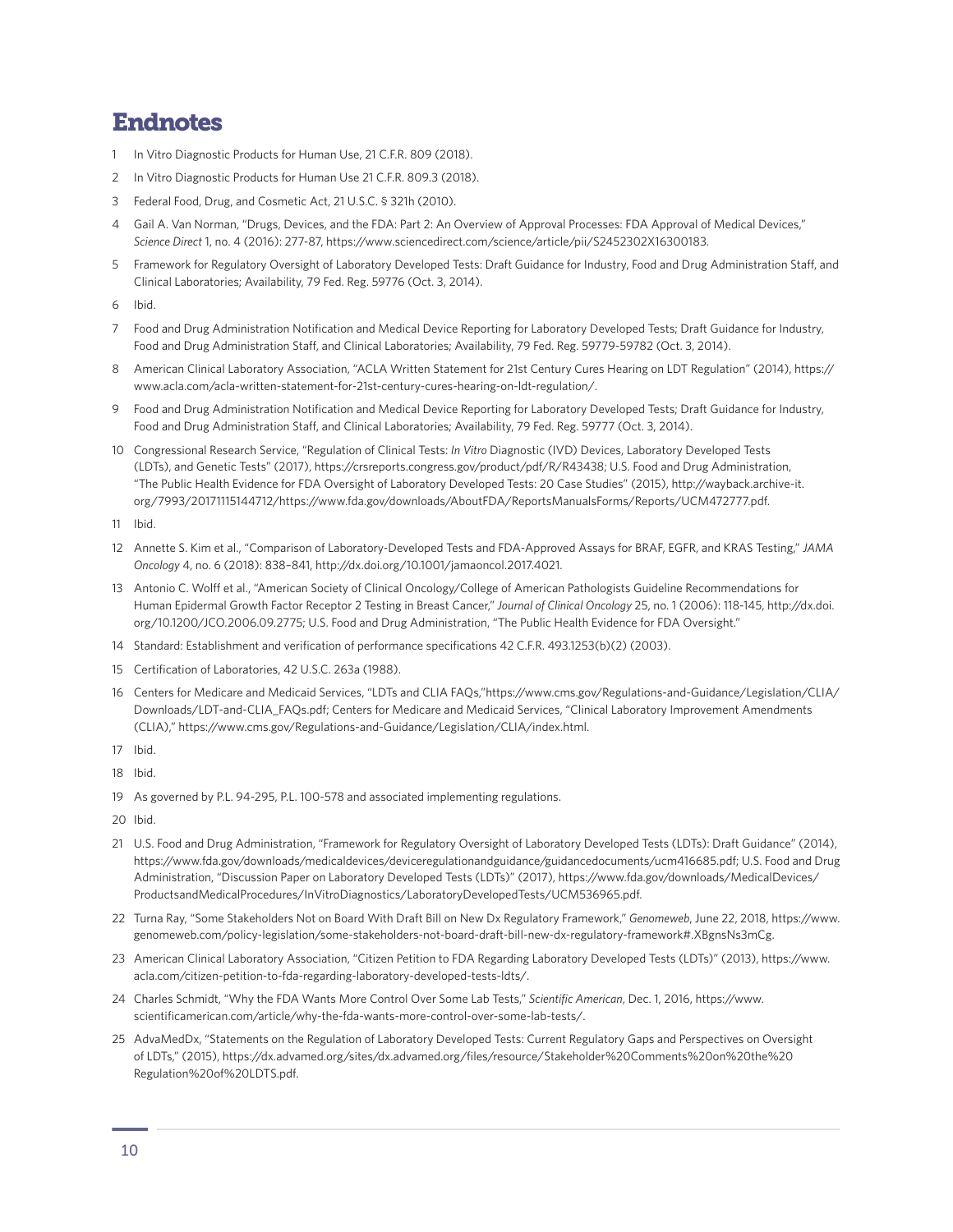# Endnotes

1. In Vitro Diagnostic Products for Human Use, 21 C.F.R. 809 (2018).
2. In Vitro Diagnostic Products for Human Use 21 C.F.R. 809.3 (2018).
3. Federal Food, Drug, and Cosmetic Act, 21 U.S.C. § 321h (2010).
4. Gail A. Van Norman, "Drugs, Devices, and the FDA: Part 2: An Overview of Approval Processes: FDA Approval of Medical Devices," *Science Direct* 1, no. 4 (2016): 277-87, https://www.sciencedirect.com/science/article/pii/S2452302X16300183.
5. Framework for Regulatory Oversight of Laboratory Developed Tests: Draft Guidance for Industry, Food and Drug Administration Staff, and Clinical Laboratories; Availability, 79 Fed. Reg. 59776 (Oct. 3, 2014).
6. Ibid.
7. Food and Drug Administration Notification and Medical Device Reporting for Laboratory Developed Tests; Draft Guidance for Industry, Food and Drug Administration Staff, and Clinical Laboratories; Availability, 79 Fed. Reg. 59779-59782 (Oct. 3, 2014).
8. American Clinical Laboratory Association, "ACLA Written Statement for 21st Century Cures Hearing on LDT Regulation" (2014), https://www.acla.com/acla-written-statement-for-21st-century-cures-hearing-on-ldt-regulation/.
9. Food and Drug Administration Notification and Medical Device Reporting for Laboratory Developed Tests; Draft Guidance for Industry, Food and Drug Administration Staff, and Clinical Laboratories; Availability, 79 Fed. Reg. 59777 (Oct. 3, 2014).
10. Congressional Research Service, "Regulation of Clinical Tests: *In Vitro* Diagnostic (IVD) Devices, Laboratory Developed Tests (LDTs), and Genetic Tests" (2017), https://crsreports.congress.gov/product/pdf/R/R43438; U.S. Food and Drug Administration, "The Public Health Evidence for FDA Oversight of Laboratory Developed Tests: 20 Case Studies" (2015), http://wayback.archive-it.org/7993/20171115144712/https://www.fda.gov/downloads/AboutFDA/ReportsManualsForms/Reports/UCM472777.pdf.
11. Ibid.
12. Annette S. Kim et al., "Comparison of Laboratory-Developed Tests and FDA-Approved Assays for BRAF, EGFR, and KRAS Testing," *JAMA Oncology* 4, no. 6 (2018): 838–841, http://dx.doi.org/10.1001/jamaoncol.2017.4021.
13. Antonio C. Wolff et al., "American Society of Clinical Oncology/College of American Pathologists Guideline Recommendations for Human Epidermal Growth Factor Receptor 2 Testing in Breast Cancer," *Journal of Clinical Oncology* 25, no. 1 (2006): 118-145, http://dx.doi.org/10.1200/JCO.2006.09.2775; U.S. Food and Drug Administration, "The Public Health Evidence for FDA Oversight."
14. Standard: Establishment and verification of performance specifications 42 C.F.R. 493.1253(b)(2) (2003).
15. Certification of Laboratories, 42 U.S.C. 263a (1988).
16. Centers for Medicare and Medicaid Services, "LDTs and CLIA FAQs,"https://www.cms.gov/Regulations-and-Guidance/Legislation/CLIA/Downloads/LDT-and-CLIA_FAQs.pdf; Centers for Medicare and Medicaid Services, "Clinical Laboratory Improvement Amendments (CLIA)," https://www.cms.gov/Regulations-and-Guidance/Legislation/CLIA/index.html.
17. Ibid.
18. Ibid.
19. As governed by P.L. 94-295, P.L. 100-578 and associated implementing regulations.
20. Ibid.
21. U.S. Food and Drug Administration, "Framework for Regulatory Oversight of Laboratory Developed Tests (LDTs): Draft Guidance" (2014), https://www.fda.gov/downloads/medicaldevices/deviceregulationandguidance/guidancedocuments/ucm416685.pdf; U.S. Food and Drug Administration, "Discussion Paper on Laboratory Developed Tests (LDTs)" (2017), https://www.fda.gov/downloads/MedicalDevices/ProductsandMedicalProcedures/InVitroDiagnostics/LaboratoryDevelopedTests/UCM536965.pdf.
22. Turna Ray, "Some Stakeholders Not on Board With Draft Bill on New Dx Regulatory Framework," *Genomeweb*, June 22, 2018, https://www.genomeweb.com/policy-legislation/some-stakeholders-not-board-draft-bill-new-dx-regulatory-framework#.XBgnsNs3mCg.
23. American Clinical Laboratory Association, "Citizen Petition to FDA Regarding Laboratory Developed Tests (LDTs)" (2013), https://www.acla.com/citizen-petition-to-fda-regarding-laboratory-developed-tests-ldts/.
24. Charles Schmidt, "Why the FDA Wants More Control Over Some Lab Tests," *Scientific American*, Dec. 1, 2016, https://www.scientificamerican.com/article/why-the-fda-wants-more-control-over-some-lab-tests/.
25. AdvaMedDx, "Statements on the Regulation of Laboratory Developed Tests: Current Regulatory Gaps and Perspectives on Oversight of LDTs," (2015), https://dx.advamed.org/sites/dx.advamed.org/files/resource/Stakeholder%20Comments%20on%20the%20Regulation%20of%20LDTS.pdf.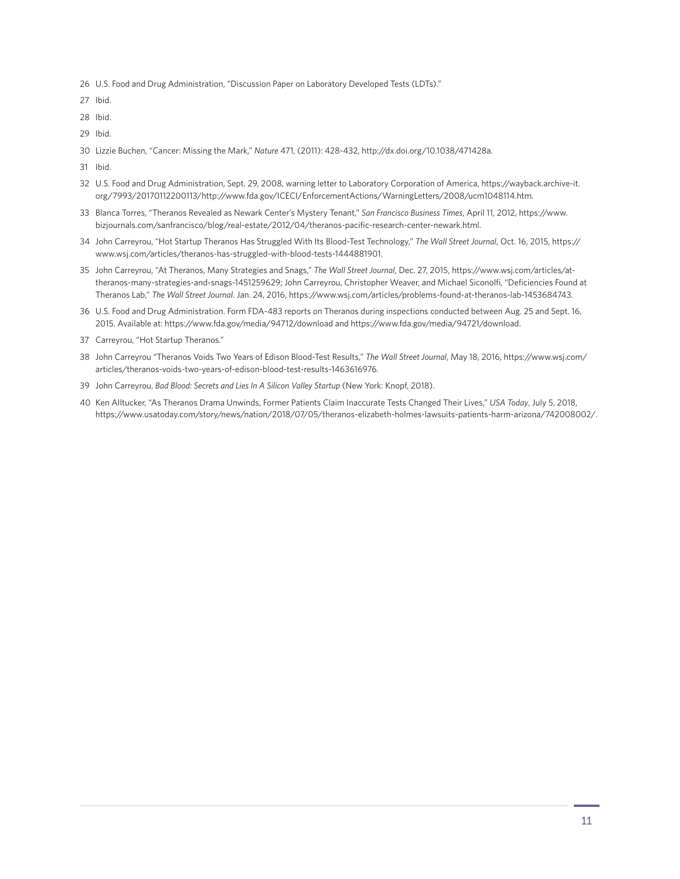26 U.S. Food and Drug Administration, "Discussion Paper on Laboratory Developed Tests (LDTs)."

27 Ibid.

28 Ibid.

29 Ibid.

30 Lizzie Buchen, "Cancer: Missing the Mark," *Nature* 471, (2011): 428-432, http://dx.doi.org/10.1038/471428a.

31 Ibid.

32 U.S. Food and Drug Administration, Sept. 29, 2008, warning letter to Laboratory Corporation of America, https://wayback.archive-it.org/7993/20170112200113/http://www.fda.gov/ICECI/EnforcementActions/WarningLetters/2008/ucm1048114.htm.

33 Blanca Torres, "Theranos Revealed as Newark Center's Mystery Tenant," *San Francisco Business Times*, April 11, 2012, https://www.bizjournals.com/sanfrancisco/blog/real-estate/2012/04/theranos-pacific-research-center-newark.html.

34 John Carreyrou, "Hot Startup Theranos Has Struggled With Its Blood-Test Technology," *The Wall Street Journal*, Oct. 16, 2015, https://www.wsj.com/articles/theranos-has-struggled-with-blood-tests-1444881901.

35 John Carreyrou, "At Theranos, Many Strategies and Snags," *The Wall Street Journal*, Dec. 27, 2015, https://www.wsj.com/articles/at-theranos-many-strategies-and-snags-1451259629; John Carreyrou, Christopher Weaver, and Michael Siconolfi, "Deficiencies Found at Theranos Lab," *The Wall Street Journal*. Jan. 24, 2016, https://www.wsj.com/articles/problems-found-at-theranos-lab-1453684743.

36 U.S. Food and Drug Administration. Form FDA-483 reports on Theranos during inspections conducted between Aug. 25 and Sept. 16, 2015. Available at: https://www.fda.gov/media/94712/download and https://www.fda.gov/media/94721/download.

37 Carreyrou, "Hot Startup Theranos."

38 John Carreyrou "Theranos Voids Two Years of Edison Blood-Test Results," *The Wall Street Journal*, May 18, 2016, https://www.wsj.com/articles/theranos-voids-two-years-of-edison-blood-test-results-1463616976.

39 John Carreyrou, *Bad Blood: Secrets and Lies In A Silicon Valley Startup* (New York: Knopf, 2018).

40 Ken Alltucker, "As Theranos Drama Unwinds, Former Patients Claim Inaccurate Tests Changed Their Lives," *USA Today*, July 5, 2018, https://www.usatoday.com/story/news/nation/2018/07/05/theranos-elizabeth-holmes-lawsuits-patients-harm-arizona/742008002/.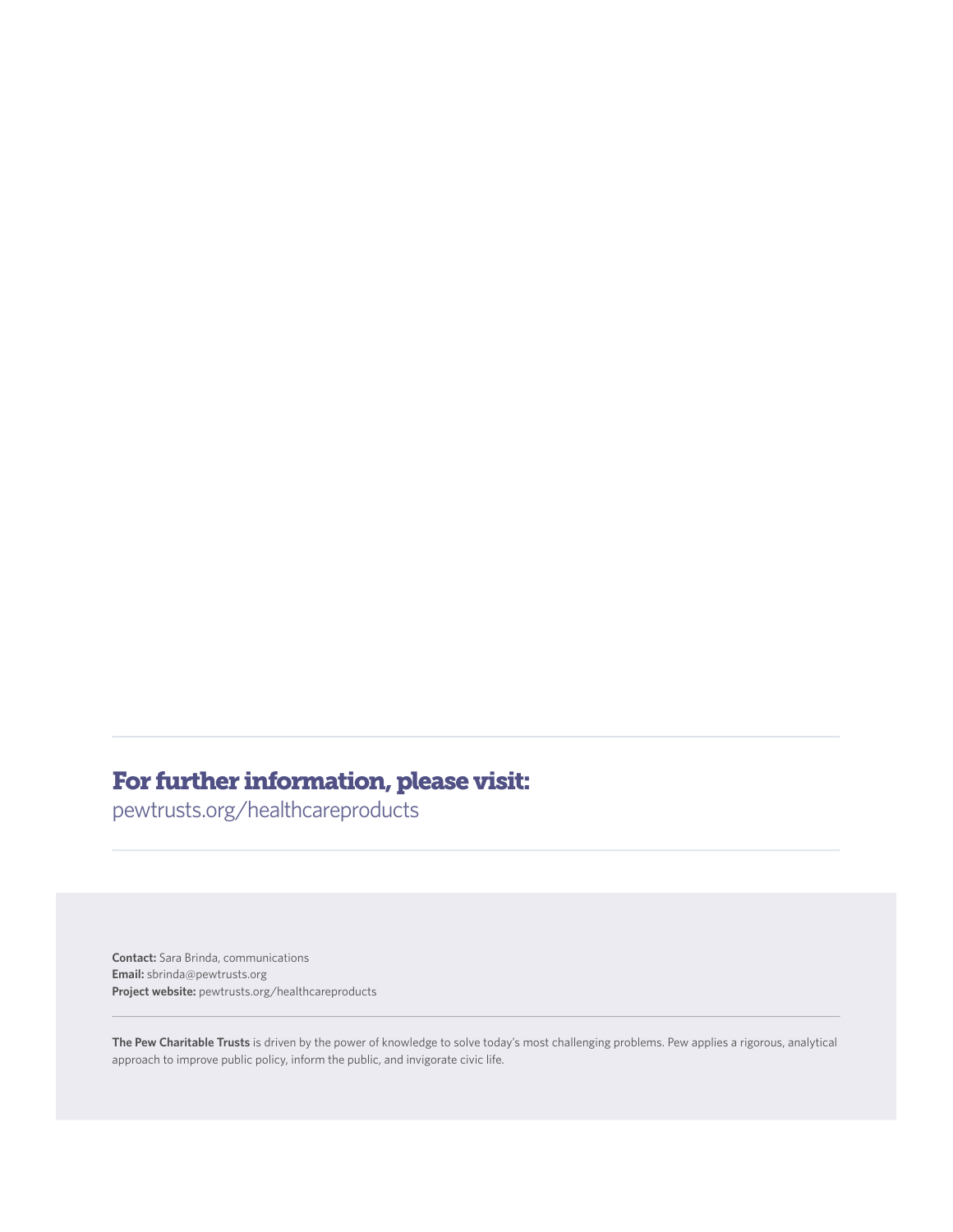## For further information, please visit:

pewtrusts.org/healthcareproducts

**Contact:** Sara Brinda, communications
**Email:** sbrinda@pewtrusts.org
**Project website:** pewtrusts.org/healthcareproducts

**The Pew Charitable Trusts** is driven by the power of knowledge to solve today's most challenging problems. Pew applies a rigorous, analytical approach to improve public policy, inform the public, and invigorate civic life.